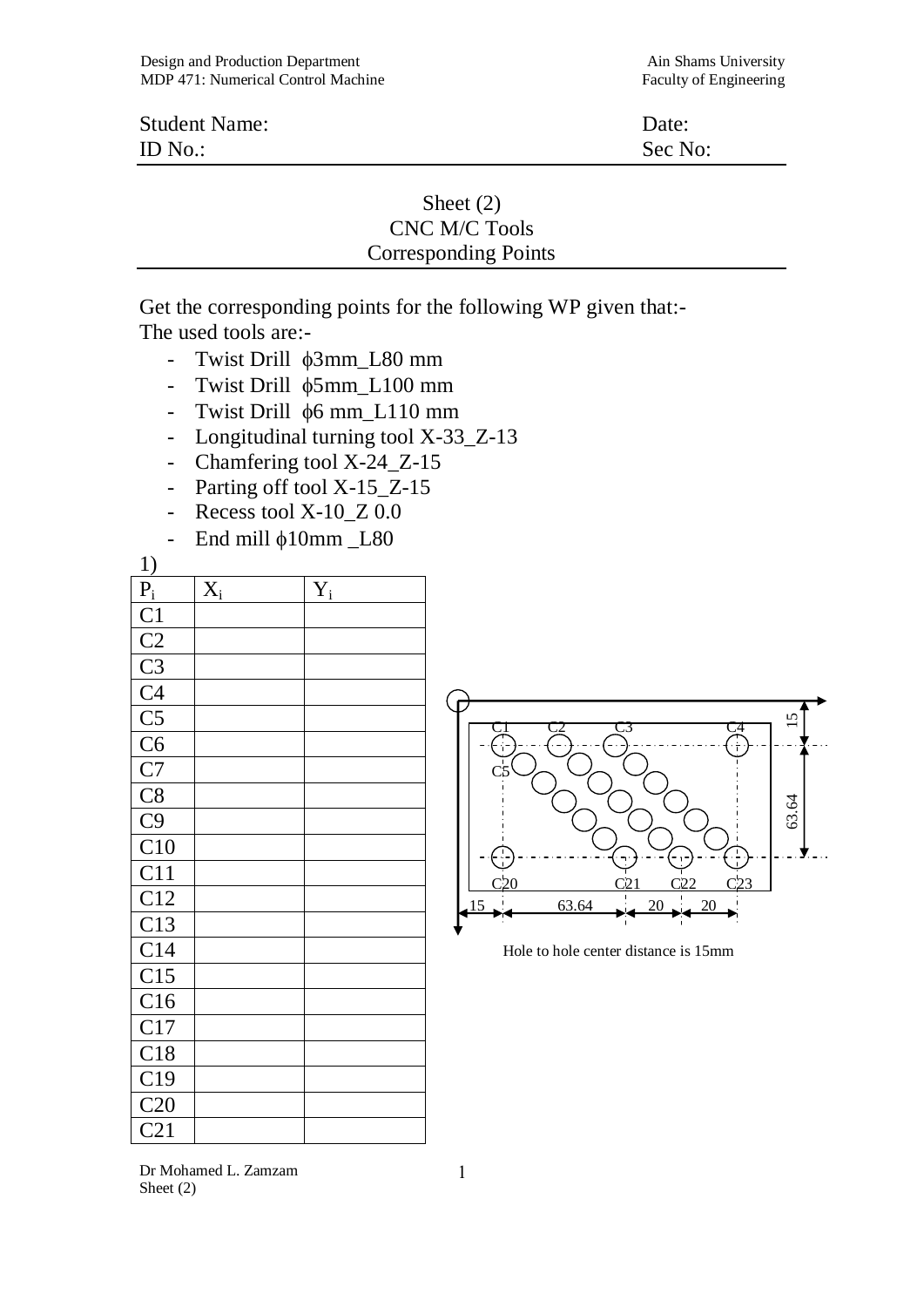Design and Production Department
MDP 471: Numerical Control Machine

Ain Shams University
Faculty of Engineering

Student Name: Date:
ID No.: Sec No:

# Sheet (2)
## CNC M/C Tools
## Corresponding Points

Get the corresponding points for the following WP given that:-
The used tools are:-

- Twist Drill ϕ3mm_L80 mm
- Twist Drill ϕ5mm_L100 mm
- Twist Drill ϕ6 mm_L110 mm
- Longitudinal turning tool X-33_Z-13
- Chamfering tool X-24_Z-15
- Parting off tool X-15_Z-15
- Recess tool X-10_Z 0.0
- End mill ϕ10mm _L80

1)

| $P_i$ | $X_i$ | $Y_i$ |
|---|---|---|
| C1 | | |
| C2 | | |
| C3 | | |
| C4 | | |
| C5 | | |
| C6 | | |
| C7 | | |
| C8 | | |
| C9 | | |
| C10 | | |
| C11 | | |
| C12 | | |
| C13 | | |
| C14 | | |
| C15 | | |
| C16 | | |
| C17 | | |
| C18 | | |
| C19 | | |
| C20 | | |
| C21 | | |

C1 C2 C3 C4 C5 C20 C21 C22 C23 15 63.64 15 63.64 20 20

Hole to hole center distance is 15mm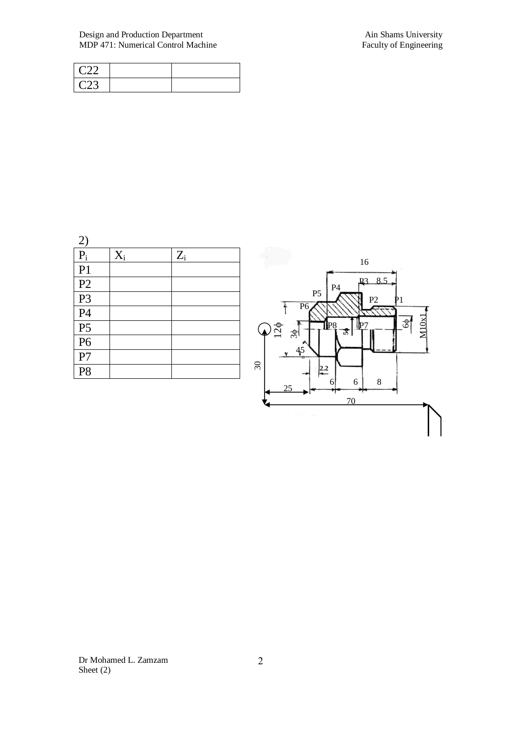| C22 | | |
|---|---|---|
| C23 | | |

2)

| $P_i$ | $X_i$ | $Z_i$ |
|---|---|---|
| P1 | | |
| P2 | | |
| P3 | | |
| P4 | | |
| P5 | | |
| P6 | | |
| P7 | | |
| P8 | | |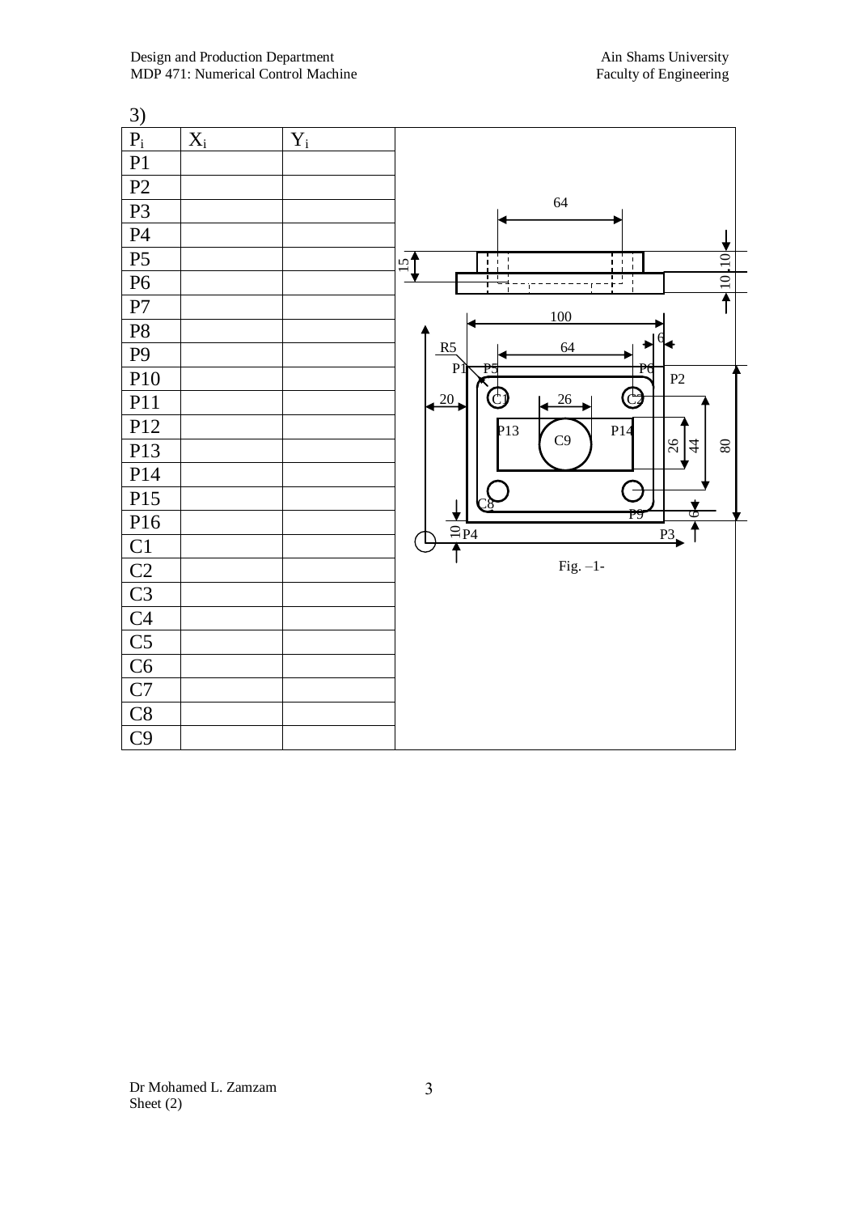3)

| $P_i$ | $X_i$ | $Y_i$ |
|---|---|---|
| P1 | | |
| P2 | | |
| P3 | | |
| P4 | | |
| P5 | | |
| P6 | | |
| P7 | | |
| P8 | | |
| P9 | | |
| P10 | | |
| P11 | | |
| P12 | | |
| P13 | | |
| P14 | | |
| P15 | | |
| P16 | | |
| C1 | | |
| C2 | | |
| C3 | | |
| C4 | | |
| C5 | | |
| C6 | | |
| C7 | | |
| C8 | | |
| C9 | | |

Fig. –1-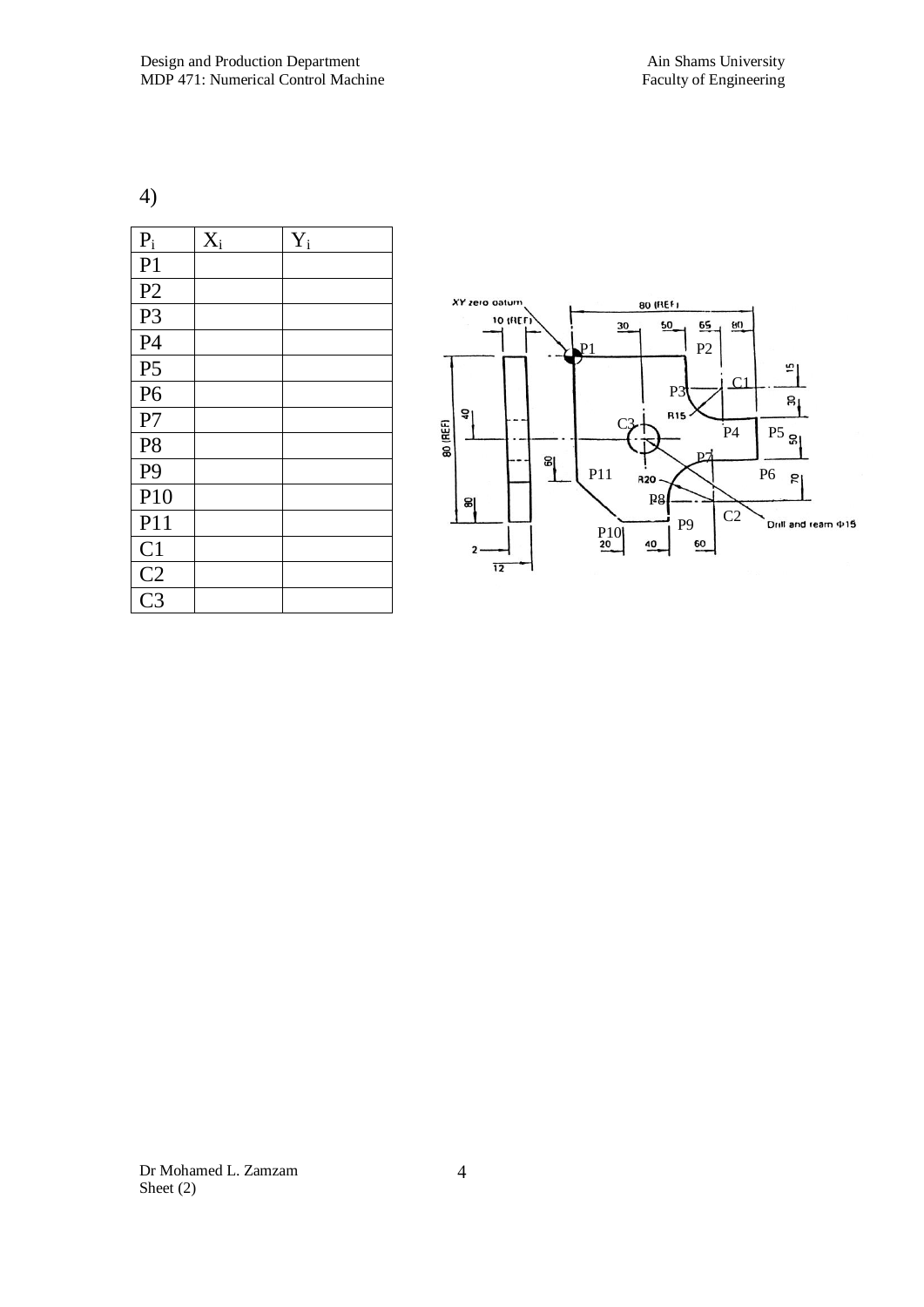4)

| $P_i$ | $X_i$ | $Y_i$ |
|---|---|---|
| P1 | | |
| P2 | | |
| P3 | | |
| P4 | | |
| P5 | | |
| P6 | | |
| P7 | | |
| P8 | | |
| P9 | | |
| P10 | | |
| P11 | | |
| C1 | | |
| C2 | | |
| C3 | | |

XY zero datum

80 (REF)

10 (REF)

30

50

65

80

P1

P2

15

C1

P3

30

R15

40

C3

P4

P5

50

80 (REF)

P7

60

P11

P6

70

R20

P8

80

C2

P9

Drill and ream Φ15

P10

20

40

60

2

12